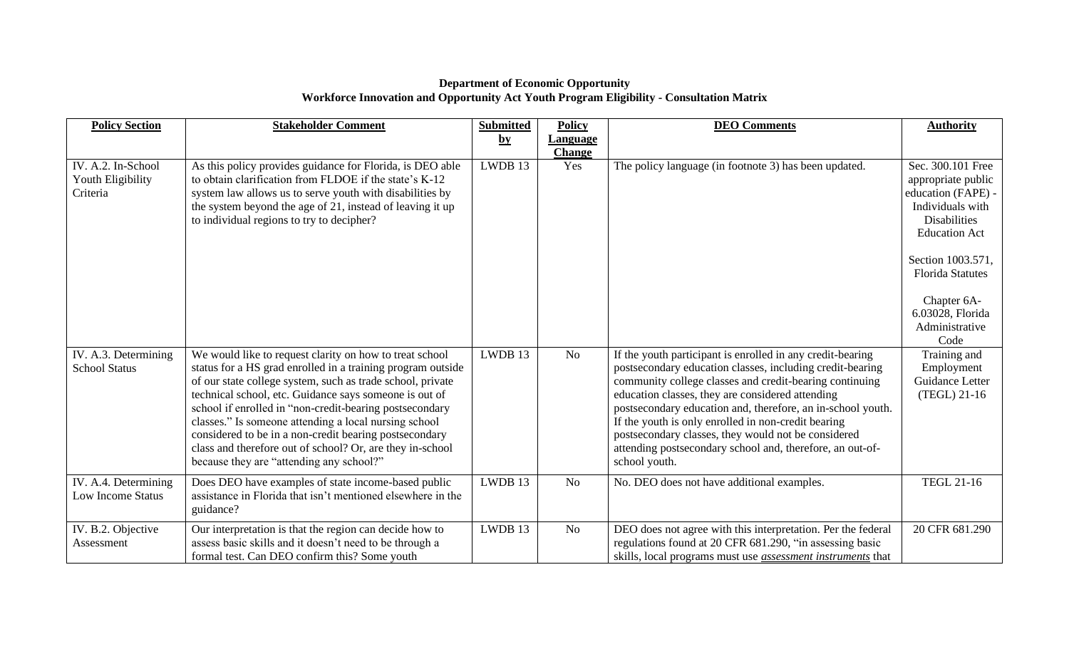**Department of Economic Opportunity**
**Workforce Innovation and Opportunity Act Youth Program Eligibility - Consultation Matrix**

| Policy Section | Stakeholder Comment | Submitted by | Policy Language Change | DEO Comments | Authority |
|---|---|---|---|---|---|
| IV. A.2. In-School Youth Eligibility Criteria | As this policy provides guidance for Florida, is DEO able to obtain clarification from FLDOE if the state's K-12 system law allows us to serve youth with disabilities by the system beyond the age of 21, instead of leaving it up to individual regions to try to decipher? | LWDB 13 | Yes | The policy language (in footnote 3) has been updated. | Sec. 300.101 Free appropriate public education (FAPE) - Individuals with Disabilities Education Act<br><br>Section 1003.571, Florida Statutes<br><br>Chapter 6A-6.03028, Florida Administrative Code |
| IV. A.3. Determining School Status | We would like to request clarity on how to treat school status for a HS grad enrolled in a training program outside of our state college system, such as trade school, private technical school, etc. Guidance says someone is out of school if enrolled in "non-credit-bearing postsecondary classes." Is someone attending a local nursing school considered to be in a non-credit bearing postsecondary class and therefore out of school? Or, are they in-school because they are "attending any school?" | LWDB 13 | No | If the youth participant is enrolled in any credit-bearing postsecondary education classes, including credit-bearing community college classes and credit-bearing continuing education classes, they are considered attending postsecondary education and, therefore, an in-school youth. If the youth is only enrolled in non-credit bearing postsecondary classes, they would not be considered attending postsecondary school and, therefore, an out-of-school youth. | Training and Employment Guidance Letter (TEGL) 21-16 |
| IV. A.4. Determining Low Income Status | Does DEO have examples of state income-based public assistance in Florida that isn't mentioned elsewhere in the guidance? | LWDB 13 | No | No. DEO does not have additional examples. | TEGL 21-16 |
| IV. B.2. Objective Assessment | Our interpretation is that the region can decide how to assess basic skills and it doesn't need to be through a formal test. Can DEO confirm this? Some youth | LWDB 13 | No | DEO does not agree with this interpretation. Per the federal regulations found at 20 CFR 681.290, "in assessing basic skills, local programs must use ***assessment instruments*** that | 20 CFR 681.290 |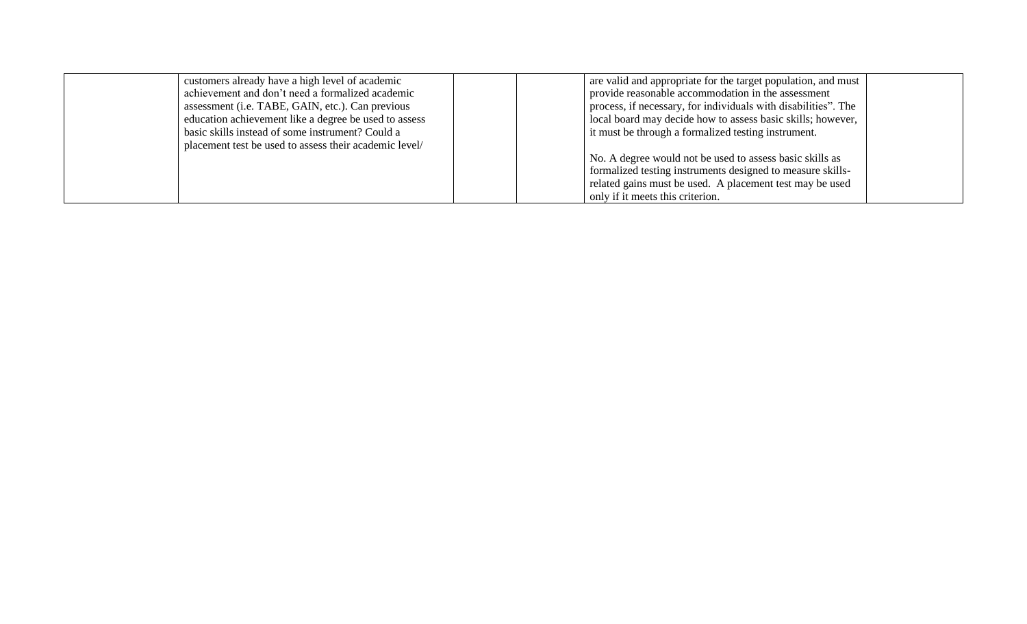| | | | | | |
|---|---|---|---|---|---|
| | customers already have a high level of academic achievement and don't need a formalized academic assessment (i.e. TABE, GAIN, etc.). Can previous education achievement like a degree be used to assess basic skills instead of some instrument? Could a placement test be used to assess their academic level/ | | | are valid and appropriate for the target population, and must provide reasonable accommodation in the assessment process, if necessary, for individuals with disabilities". The local board may decide how to assess basic skills; however, it must be through a formalized testing instrument.<br><br>No. A degree would not be used to assess basic skills as formalized testing instruments designed to measure skills-related gains must be used. A placement test may be used only if it meets this criterion. | |